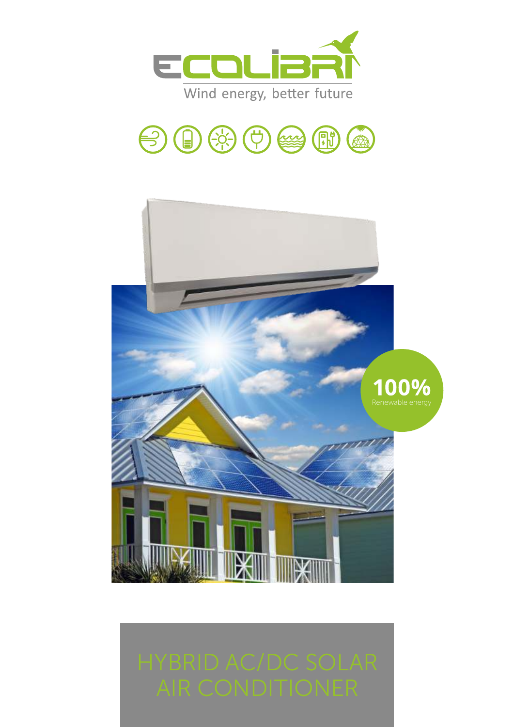ECOLIBRI

Wind energy, better future

100%
Renewable energy

# HYBRID AC/DC SOLAR AIR CONDITIONER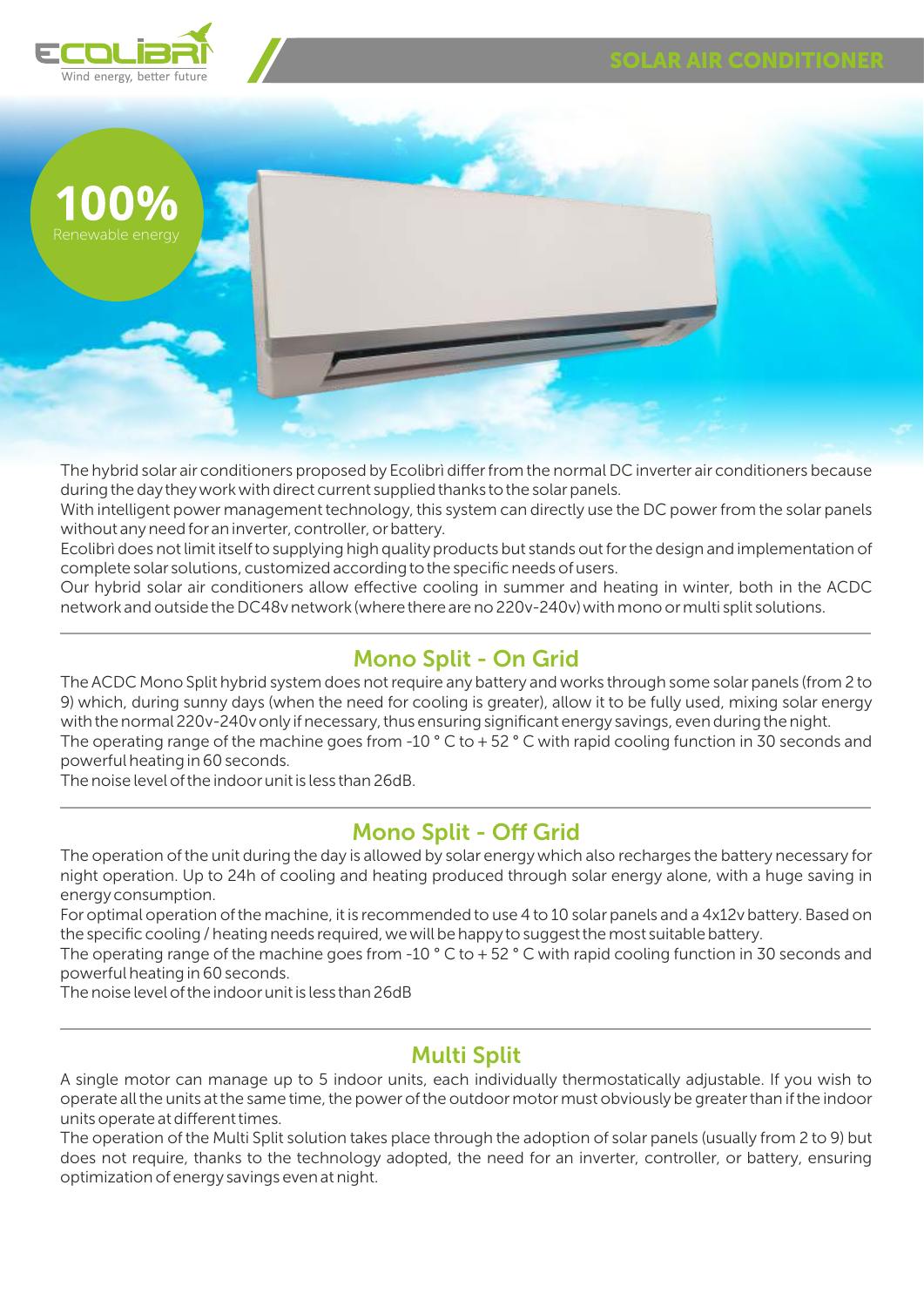# SOLAR AIR CONDITIONER

**100%**
Renewable energy

The hybrid solar air conditioners proposed by Ecolibrì differ from the normal DC inverter air conditioners because during the day they work with direct current supplied thanks to the solar panels.
With intelligent power management technology, this system can directly use the DC power from the solar panels without any need for an inverter, controller, or battery.
Ecolibrì does not limit itself to supplying high quality products but stands out for the design and implementation of complete solar solutions, customized according to the specific needs of users.
Our hybrid solar air conditioners allow effective cooling in summer and heating in winter, both in the ACDC network and outside the DC48v network (where there are no 220v-240v) with mono or multi split solutions.

## Mono Split - On Grid

The ACDC Mono Split hybrid system does not require any battery and works through some solar panels (from 2 to 9) which, during sunny days (when the need for cooling is greater), allow it to be fully used, mixing solar energy with the normal 220v-240v only if necessary, thus ensuring significant energy savings, even during the night.
The operating range of the machine goes from -10 ° C to + 52 ° C with rapid cooling function in 30 seconds and powerful heating in 60 seconds.
The noise level of the indoor unit is less than 26dB.

## Mono Split - Off Grid

The operation of the unit during the day is allowed by solar energy which also recharges the battery necessary for night operation. Up to 24h of cooling and heating produced through solar energy alone, with a huge saving in energy consumption.
For optimal operation of the machine, it is recommended to use 4 to 10 solar panels and a 4x12v battery. Based on the specific cooling / heating needs required, we will be happy to suggest the most suitable battery.
The operating range of the machine goes from -10 ° C to + 52 ° C with rapid cooling function in 30 seconds and powerful heating in 60 seconds.
The noise level of the indoor unit is less than 26dB

## Multi Split

A single motor can manage up to 5 indoor units, each individually thermostatically adjustable. If you wish to operate all the units at the same time, the power of the outdoor motor must obviously be greater than if the indoor units operate at different times.
The operation of the Multi Split solution takes place through the adoption of solar panels (usually from 2 to 9) but does not require, thanks to the technology adopted, the need for an inverter, controller, or battery, ensuring optimization of energy savings even at night.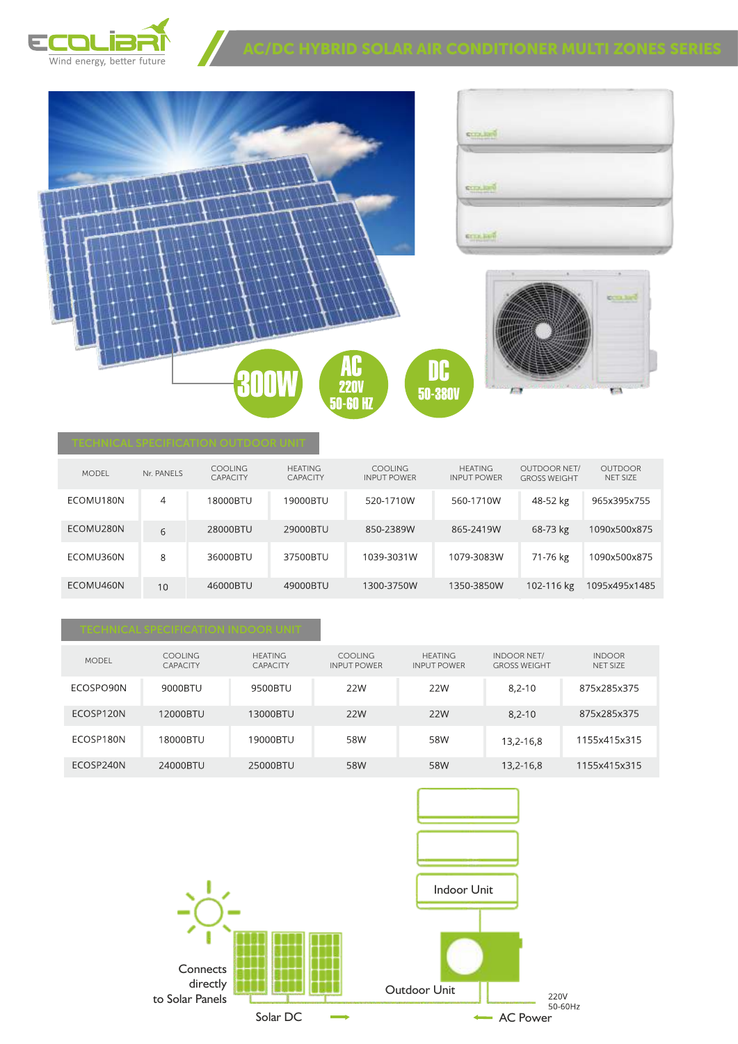# AC/DC HYBRID SOLAR AIR CONDITIONER MULTI ZONES SERIES

300W

AC 220V 50-60 HZ

DC 50-380V

## TECHNICAL SPECIFICATION OUTDOOR UNIT

| MODEL | Nr. PANELS | COOLING CAPACITY | HEATING CAPACITY | COOLING INPUT POWER | HEATING INPUT POWER | OUTDOOR NET/ GROSS WEIGHT | OUTDOOR NET SIZE |
|---|---|---|---|---|---|---|---|
| ECOMU180N | 4 | 18000BTU | 19000BTU | 520-1710W | 560-1710W | 48-52 kg | 965x395x755 |
| ECOMU280N | 6 | 28000BTU | 29000BTU | 850-2389W | 865-2419W | 68-73 kg | 1090x500x875 |
| ECOMU360N | 8 | 36000BTU | 37500BTU | 1039-3031W | 1079-3083W | 71-76 kg | 1090x500x875 |
| ECOMU460N | 10 | 46000BTU | 49000BTU | 1300-3750W | 1350-3850W | 102-116 kg | 1095x495x1485 |

## TECHNICAL SPECIFICATION INDOOR UNIT

| MODEL | COOLING CAPACITY | HEATING CAPACITY | COOLING INPUT POWER | HEATING INPUT POWER | INDOOR NET/ GROSS WEIGHT | INDOOR NET SIZE |
|---|---|---|---|---|---|---|
| ECOSPO90N | 9000BTU | 9500BTU | 22W | 22W | 8,2-10 | 875x285x375 |
| ECOSP120N | 12000BTU | 13000BTU | 22W | 22W | 8,2-10 | 875x285x375 |
| ECOSP180N | 18000BTU | 19000BTU | 58W | 58W | 13,2-16,8 | 1155x415x315 |
| ECOSP240N | 24000BTU | 25000BTU | 58W | 58W | 13,2-16,8 | 1155x415x315 |

Connects directly to Solar Panels

Indoor Unit

Outdoor Unit

Solar DC

AC Power 220V 50-60Hz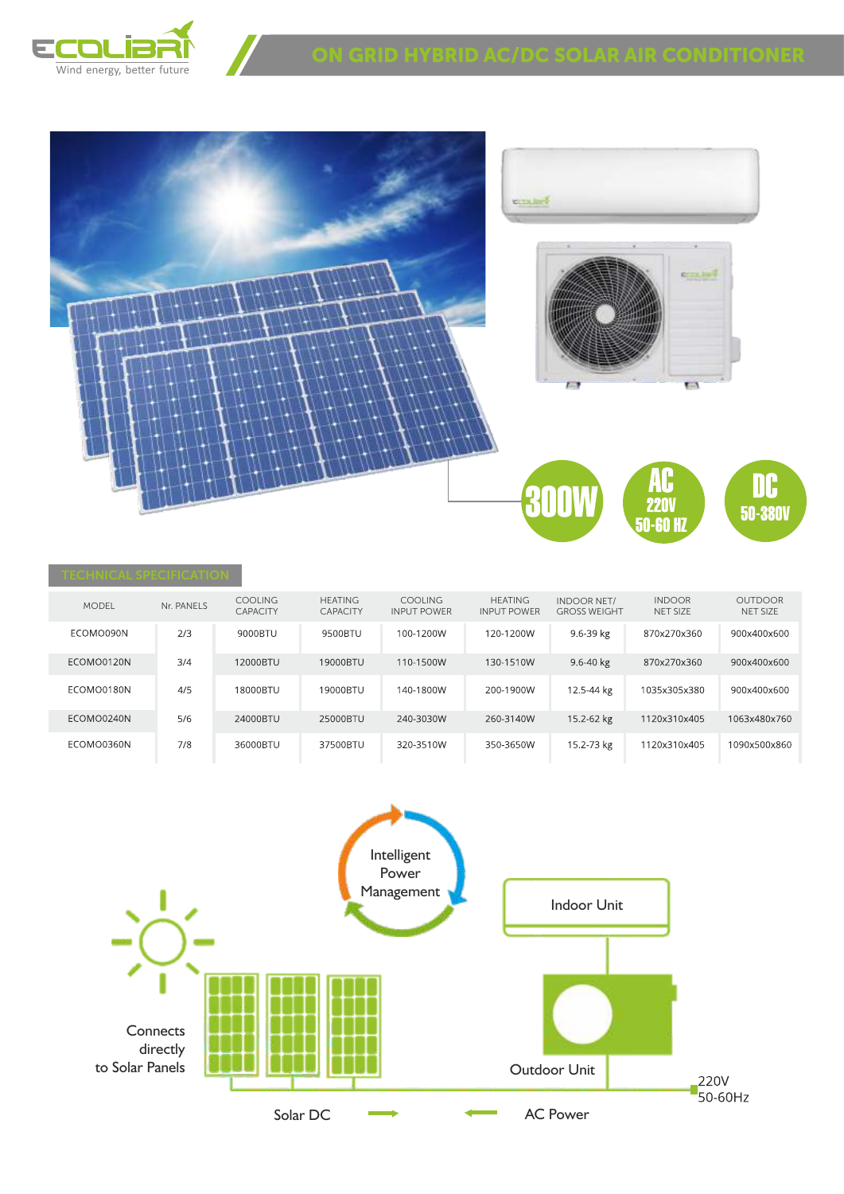ECOLIBRI
Wind energy, better future

# ON GRID HYBRID AC/DC SOLAR AIR CONDITIONER

300W

AC
220V
50-60 HZ

DC
50-380V

## TECHNICAL SPECIFICATION

| MODEL | Nr. PANELS | COOLING CAPACITY | HEATING CAPACITY | COOLING INPUT POWER | HEATING INPUT POWER | INDOOR NET/ GROSS WEIGHT | INDOOR NET SIZE | OUTDOOR NET SIZE |
|---|---|---|---|---|---|---|---|---|
| ECOMO090N | 2/3 | 9000BTU | 9500BTU | 100-1200W | 120-1200W | 9.6-39 kg | 870x270x360 | 900x400x600 |
| ECOMO0120N | 3/4 | 12000BTU | 19000BTU | 110-1500W | 130-1510W | 9.6-40 kg | 870x270x360 | 900x400x600 |
| ECOMO0180N | 4/5 | 18000BTU | 19000BTU | 140-1800W | 200-1900W | 12.5-44 kg | 1035x305x380 | 900x400x600 |
| ECOMO0240N | 5/6 | 24000BTU | 25000BTU | 240-3030W | 260-3140W | 15.2-62 kg | 1120x310x405 | 1063x480x760 |
| ECOMO0360N | 7/8 | 36000BTU | 37500BTU | 320-3510W | 350-3650W | 15.2-73 kg | 1120x310x405 | 1090x500x860 |

Intelligent Power Management

Indoor Unit

Connects directly to Solar Panels

Outdoor Unit

220V
50-60Hz

Solar DC → ← AC Power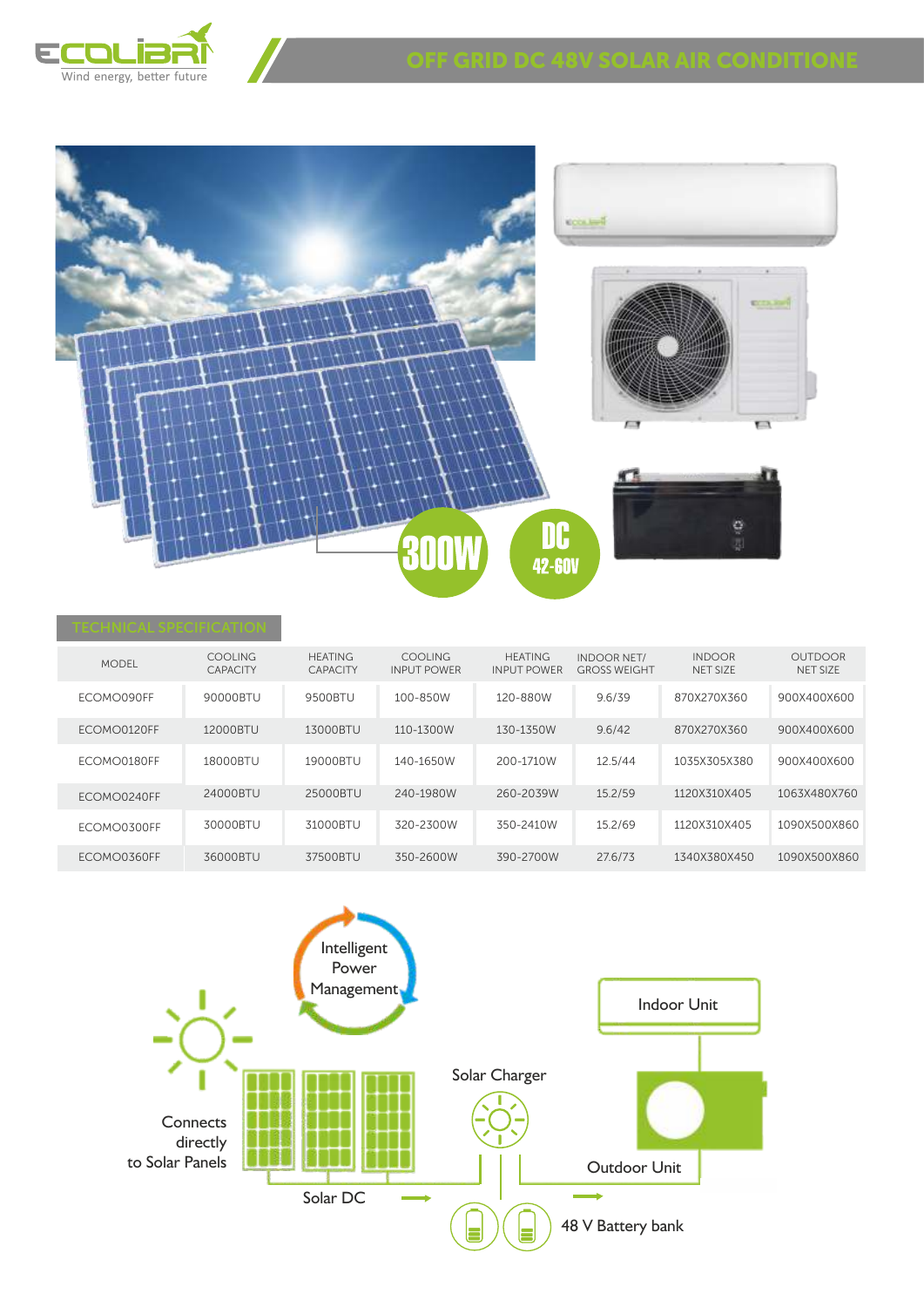ECOLIBRI
Wind energy, better future

# OFF GRID DC 48V SOLAR AIR CONDITIONE

300W

DC 42-60V

## TECHNICAL SPECIFICATION

| MODEL | COOLING CAPACITY | HEATING CAPACITY | COOLING INPUT POWER | HEATING INPUT POWER | INDOOR NET/ GROSS WEIGHT | INDOOR NET SIZE | OUTDOOR NET SIZE |
|---|---|---|---|---|---|---|---|
| ECOMO090FF | 90000BTU | 9500BTU | 100-850W | 120-880W | 9.6/39 | 870X270X360 | 900X400X600 |
| ECOMO0120FF | 12000BTU | 13000BTU | 110-1300W | 130-1350W | 9.6/42 | 870X270X360 | 900X400X600 |
| ECOMO0180FF | 18000BTU | 19000BTU | 140-1650W | 200-1710W | 12.5/44 | 1035X305X380 | 900X400X600 |
| ECOMO0240FF | 24000BTU | 25000BTU | 240-1980W | 260-2039W | 15.2/59 | 1120X310X405 | 1063X480X760 |
| ECOMO0300FF | 30000BTU | 31000BTU | 320-2300W | 350-2410W | 15.2/69 | 1120X310X405 | 1090X500X860 |
| ECOMO0360FF | 36000BTU | 37500BTU | 350-2600W | 390-2700W | 27.6/73 | 1340X380X450 | 1090X500X860 |

Intelligent Power Management

Connects directly to Solar Panels

Solar DC

Solar Charger

Indoor Unit

Outdoor Unit

48 V Battery bank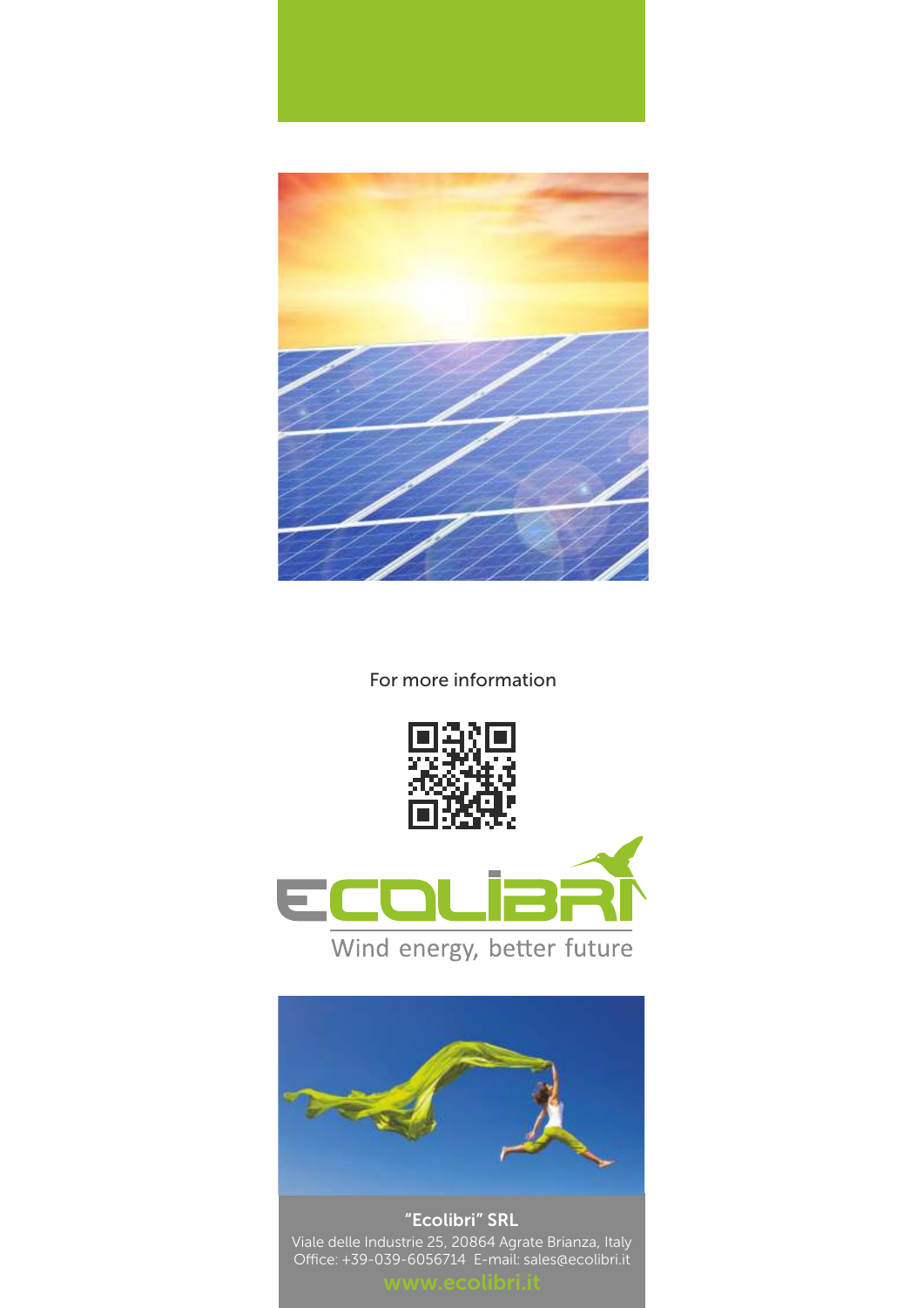For more information

Wind energy, better future

**"Ecolibri" SRL**

Viale delle Industrie 25, 20864 Agrate Brianza, Italy
Office: +39-039-6056714 E-mail: sales@ecolibri.it

www.ecolibri.it